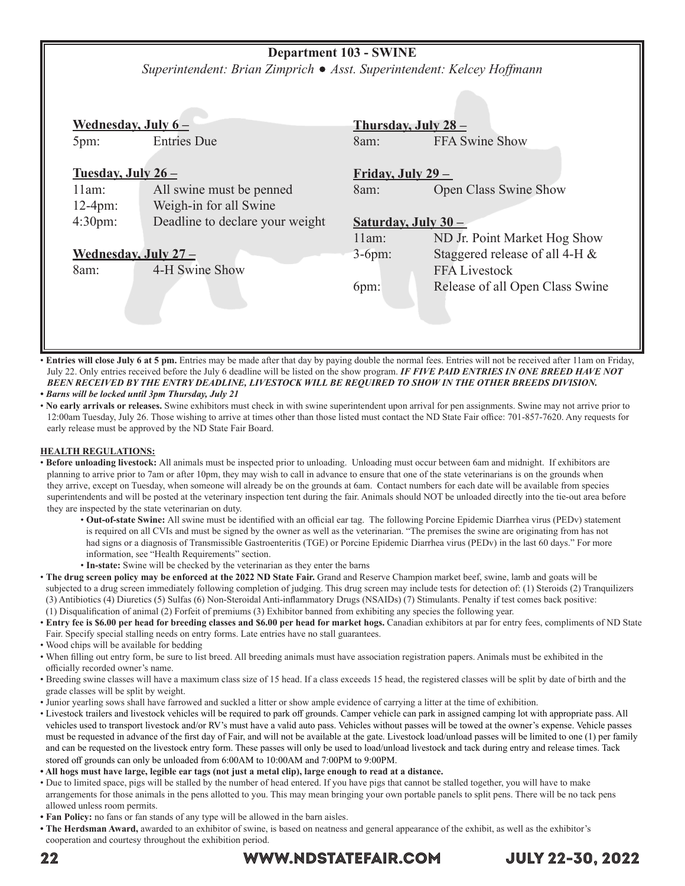# Department 103 - SWINE

*Superintendent: Brian Zimprich ● Asst. Superintendent: Kelcey Hoffmann*

**Wednesday, July 6 –**

| | |
|---|---|
| 5pm: | Entries Due |

**Tuesday, July 26 –**

| | |
|---|---|
| 11am: | All swine must be penned |
| 12-4pm: | Weigh-in for all Swine |
| 4:30pm: | Deadline to declare your weight |

**Wednesday, July 27 –**

| | |
|---|---|
| 8am: | 4-H Swine Show |

**Thursday, July 28 –**

| | |
|---|---|
| 8am: | FFA Swine Show |

**Friday, July 29 –**

| | |
|---|---|
| 8am: | Open Class Swine Show |

**Saturday, July 30 –**

| | |
|---|---|
| 11am: | ND Jr. Point Market Hog Show |
| 3-6pm: | Staggered release of all 4-H & FFA Livestock |
| 6pm: | Release of all Open Class Swine |

- **Entries will close July 6 at 5 pm.** Entries may be made after that day by paying double the normal fees. Entries will not be received after 11am on Friday, July 22. Only entries received before the July 6 deadline will be listed on the show program. ***IF FIVE PAID ENTRIES IN ONE BREED HAVE NOT BEEN RECEIVED BY THE ENTRY DEADLINE, LIVESTOCK WILL BE REQUIRED TO SHOW IN THE OTHER BREEDS DIVISION.***
- ***Barns will be locked until 3pm Thursday, July 21***
- **No early arrivals or releases.** Swine exhibitors must check in with swine superintendent upon arrival for pen assignments. Swine may not arrive prior to 12:00am Tuesday, July 26. Those wishing to arrive at times other than those listed must contact the ND State Fair office: 701-857-7620. Any requests for early release must be approved by the ND State Fair Board.

**HEALTH REGULATIONS:**

- **Before unloading livestock:** All animals must be inspected prior to unloading. Unloading must occur between 6am and midnight. If exhibitors are planning to arrive prior to 7am or after 10pm, they may wish to call in advance to ensure that one of the state veterinarians is on the grounds when they arrive, except on Tuesday, when someone will already be on the grounds at 6am. Contact numbers for each date will be available from species superintendents and will be posted at the veterinary inspection tent during the fair. Animals should NOT be unloaded directly into the tie-out area before they are inspected by the state veterinarian on duty.
  - **Out-of-state Swine:** All swine must be identified with an official ear tag. The following Porcine Epidemic Diarrhea virus (PEDv) statement is required on all CVIs and must be signed by the owner as well as the veterinarian. "The premises the swine are originating from has not had signs or a diagnosis of Transmissible Gastroenteritis (TGE) or Porcine Epidemic Diarrhea virus (PEDv) in the last 60 days." For more information, see "Health Requirements" section.
  - **In-state:** Swine will be checked by the veterinarian as they enter the barns
- **The drug screen policy may be enforced at the 2022 ND State Fair.** Grand and Reserve Champion market beef, swine, lamb and goats will be subjected to a drug screen immediately following completion of judging. This drug screen may include tests for detection of: (1) Steroids (2) Tranquilizers (3) Antibiotics (4) Diuretics (5) Sulfas (6) Non-Steroidal Anti-inflammatory Drugs (NSAIDs) (7) Stimulants. Penalty if test comes back positive: (1) Disqualification of animal (2) Forfeit of premiums (3) Exhibitor banned from exhibiting any species the following year.
- **Entry fee is $6.00 per head for breeding classes and $6.00 per head for market hogs.** Canadian exhibitors at par for entry fees, compliments of ND State Fair. Specify special stalling needs on entry forms. Late entries have no stall guarantees.
- Wood chips will be available for bedding
- When filling out entry form, be sure to list breed. All breeding animals must have association registration papers. Animals must be exhibited in the officially recorded owner's name.
- Breeding swine classes will have a maximum class size of 15 head. If a class exceeds 15 head, the registered classes will be split by date of birth and the grade classes will be split by weight.
- Junior yearling sows shall have farrowed and suckled a litter or show ample evidence of carrying a litter at the time of exhibition.
- Livestock trailers and livestock vehicles will be required to park off grounds. Camper vehicle can park in assigned camping lot with appropriate pass. All vehicles used to transport livestock and/or RV's must have a valid auto pass. Vehicles without passes will be towed at the owner's expense. Vehicle passes must be requested in advance of the first day of Fair, and will not be available at the gate. Livestock load/unload passes will be limited to one (1) per family and can be requested on the livestock entry form. These passes will only be used to load/unload livestock and tack during entry and release times. Tack stored off grounds can only be unloaded from 6:00AM to 10:00AM and 7:00PM to 9:00PM.
- **All hogs must have large, legible ear tags (not just a metal clip), large enough to read at a distance.**
- Due to limited space, pigs will be stalled by the number of head entered. If you have pigs that cannot be stalled together, you will have to make arrangements for those animals in the pens allotted to you. This may mean bringing your own portable panels to split pens. There will be no tack pens allowed unless room permits.
- **Fan Policy:** no fans or fan stands of any type will be allowed in the barn aisles.
- **The Herdsman Award,** awarded to an exhibitor of swine, is based on neatness and general appearance of the exhibit, as well as the exhibitor's cooperation and courtesy throughout the exhibition period.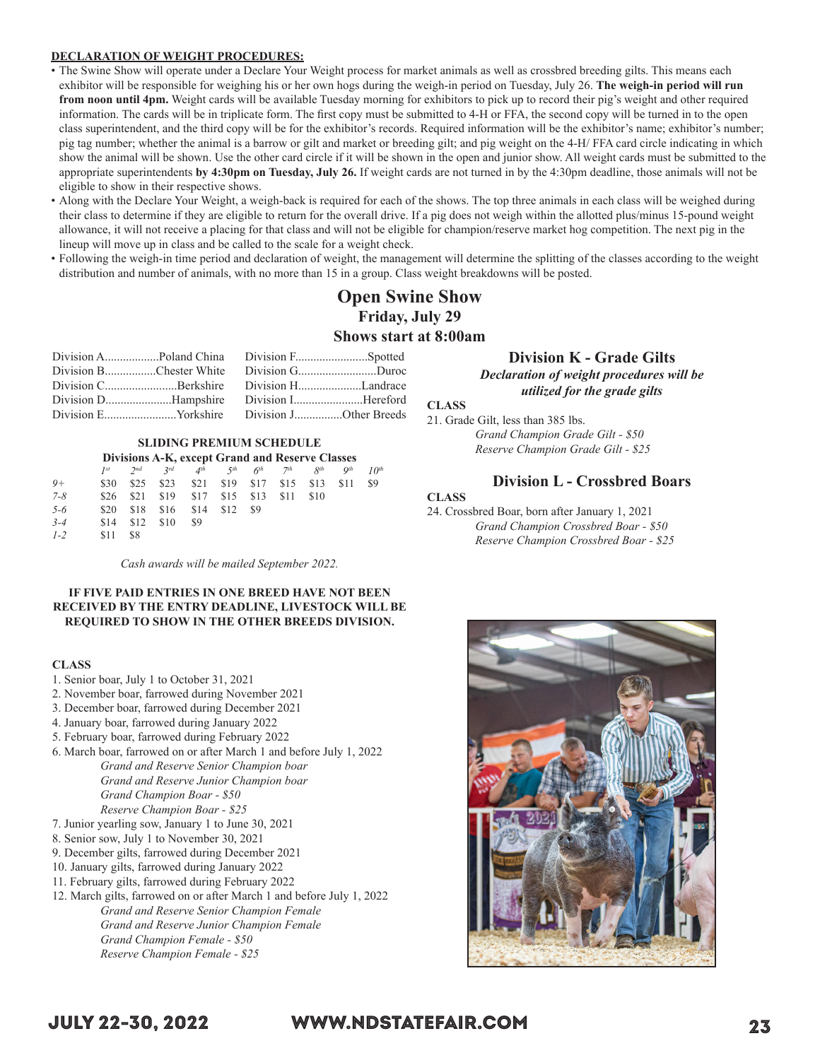**DECLARATION OF WEIGHT PROCEDURES:**

- The Swine Show will operate under a Declare Your Weight process for market animals as well as crossbred breeding gilts. This means each exhibitor will be responsible for weighing his or her own hogs during the weigh-in period on Tuesday, July 26. **The weigh-in period will run from noon until 4pm.** Weight cards will be available Tuesday morning for exhibitors to pick up to record their pig's weight and other required information. The cards will be in triplicate form. The first copy must be submitted to 4-H or FFA, the second copy will be turned in to the open class superintendent, and the third copy will be for the exhibitor's records. Required information will be the exhibitor's name; exhibitor's number; pig tag number; whether the animal is a barrow or gilt and market or breeding gilt; and pig weight on the 4-H/ FFA card circle indicating in which show the animal will be shown. Use the other card circle if it will be shown in the open and junior show. All weight cards must be submitted to the appropriate superintendents **by 4:30pm on Tuesday, July 26.** If weight cards are not turned in by the 4:30pm deadline, those animals will not be eligible to show in their respective shows.
- Along with the Declare Your Weight, a weigh-back is required for each of the shows. The top three animals in each class will be weighed during their class to determine if they are eligible to return for the overall drive. If a pig does not weigh within the allotted plus/minus 15-pound weight allowance, it will not receive a placing for that class and will not be eligible for champion/reserve market hog competition. The next pig in the lineup will move up in class and be called to the scale for a weight check.
- Following the weigh-in time period and declaration of weight, the management will determine the splitting of the classes according to the weight distribution and number of animals, with no more than 15 in a group. Class weight breakdowns will be posted.

# Open Swine Show
## Friday, July 29
## Shows start at 8:00am

Division A..................Poland China
Division B.................Chester White
Division C........................Berkshire
Division D......................Hampshire
Division E........................Yorkshire
Division F........................Spotted
Division G..........................Duroc
Division H.....................Landrace
Division I.......................Hereford
Division J................Other Breeds

**SLIDING PREMIUM SCHEDULE**
**Divisions A-K, except Grand and Reserve Classes**

| | *1st* | *2nd* | *3rd* | *4th* | *5th* | *6th* | *7th* | *8th* | *9th* | *10th* |
|---|---|---|---|---|---|---|---|---|---|---|
| *9+* | $30 | $25 | $23 | $21 | $19 | $17 | $15 | $13 | $11 | $9 |
| *7-8* | $26 | $21 | $19 | $17 | $15 | $13 | $11 | $10 | | |
| *5-6* | $20 | $18 | $16 | $14 | $12 | $9 | | | | |
| *3-4* | $14 | $12 | $10 | $9 | | | | | | |
| *1-2* | $11 | $8 | | | | | | | | |

*Cash awards will be mailed September 2022.*

**IF FIVE PAID ENTRIES IN ONE BREED HAVE NOT BEEN RECEIVED BY THE ENTRY DEADLINE, LIVESTOCK WILL BE REQUIRED TO SHOW IN THE OTHER BREEDS DIVISION.**

**CLASS**

1. Senior boar, July 1 to October 31, 2021
2. November boar, farrowed during November 2021
3. December boar, farrowed during December 2021
4. January boar, farrowed during January 2022
5. February boar, farrowed during February 2022
6. March boar, farrowed on or after March 1 and before July 1, 2022

   *Grand and Reserve Senior Champion boar*
   *Grand and Reserve Junior Champion boar*
   *Grand Champion Boar - $50*
   *Reserve Champion Boar - $25*

7. Junior yearling sow, January 1 to June 30, 2021
8. Senior sow, July 1 to November 30, 2021
9. December gilts, farrowed during December 2021
10. January gilts, farrowed during January 2022
11. February gilts, farrowed during February 2022
12. March gilts, farrowed on or after March 1 and before July 1, 2022

   *Grand and Reserve Senior Champion Female*
   *Grand and Reserve Junior Champion Female*
   *Grand Champion Female - $50*
   *Reserve Champion Female - $25*

## Division K - Grade Gilts

***Declaration of weight procedures will be utilized for the grade gilts***

**CLASS**

21. Grade Gilt, less than 385 lbs.

   *Grand Champion Grade Gilt - $50*
   *Reserve Champion Grade Gilt - $25*

## Division L - Crossbred Boars

**CLASS**

24. Crossbred Boar, born after January 1, 2021

   *Grand Champion Crossbred Boar - $50*
   *Reserve Champion Crossbred Boar - $25*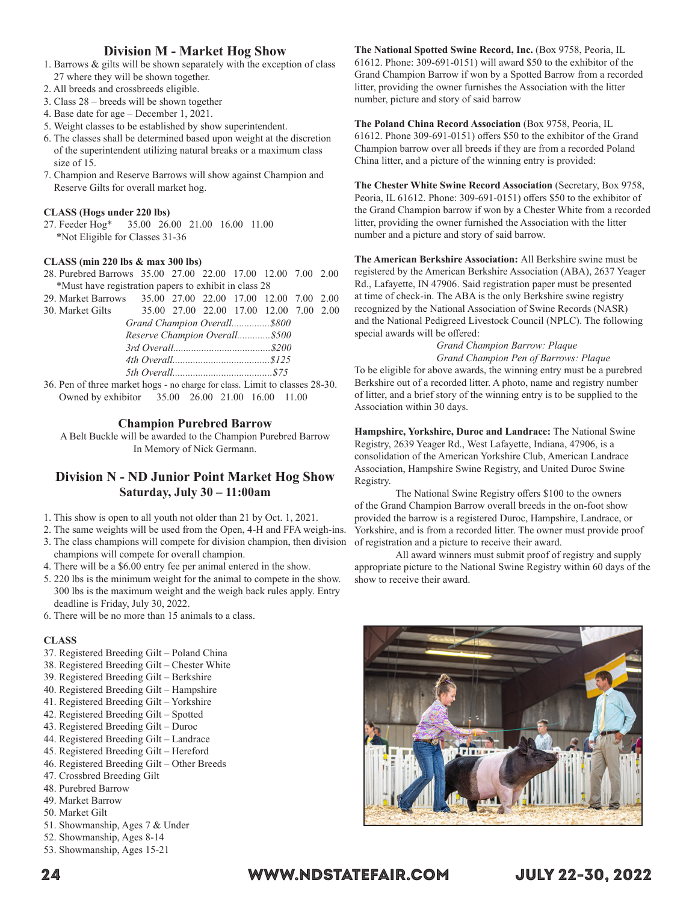## Division M - Market Hog Show

1. Barrows & gilts will be shown separately with the exception of class 27 where they will be shown together.
2. All breeds and crossbreeds eligible.
3. Class 28 – breeds will be shown together
4. Base date for age – December 1, 2021.
5. Weight classes to be established by show superintendent.
6. The classes shall be determined based upon weight at the discretion of the superintendent utilizing natural breaks or a maximum class size of 15.
7. Champion and Reserve Barrows will show against Champion and Reserve Gilts for overall market hog.

**CLASS (Hogs under 220 lbs)**

27. Feeder Hog* 35.00 26.00 21.00 16.00 11.00
 *Not Eligible for Classes 31-36

**CLASS (min 220 lbs & max 300 lbs)**

28. Purebred Barrows 35.00 27.00 22.00 17.00 12.00 7.00 2.00
 *Must have registration papers to exhibit in class 28
29. Market Barrows 35.00 27.00 22.00 17.00 12.00 7.00 2.00
30. Market Gilts 35.00 27.00 22.00 17.00 12.00 7.00 2.00

*Grand Champion Overall...............$800*
*Reserve Champion Overall.............$500*
*3rd Overall......................................$200*
*4th Overall......................................$125*
*5th Overall.......................................$75*

36. Pen of three market hogs - no charge for class. Limit to classes 28-30. Owned by exhibitor 35.00 26.00 21.00 16.00 11.00

### Champion Purebred Barrow

A Belt Buckle will be awarded to the Champion Purebred Barrow In Memory of Nick Germann.

## Division N - ND Junior Point Market Hog Show
### Saturday, July 30 – 11:00am

1. This show is open to all youth not older than 21 by Oct. 1, 2021.
2. The same weights will be used from the Open, 4-H and FFA weigh-ins.
3. The class champions will compete for division champion, then division champions will compete for overall champion.
4. There will be a $6.00 entry fee per animal entered in the show.
5. 220 lbs is the minimum weight for the animal to compete in the show. 300 lbs is the maximum weight and the weigh back rules apply. Entry deadline is Friday, July 30, 2022.
6. There will be no more than 15 animals to a class.

**CLASS**

37. Registered Breeding Gilt – Poland China
38. Registered Breeding Gilt – Chester White
39. Registered Breeding Gilt – Berkshire
40. Registered Breeding Gilt – Hampshire
41. Registered Breeding Gilt – Yorkshire
42. Registered Breeding Gilt – Spotted
43. Registered Breeding Gilt – Duroc
44. Registered Breeding Gilt – Landrace
45. Registered Breeding Gilt – Hereford
46. Registered Breeding Gilt – Other Breeds
47. Crossbred Breeding Gilt
48. Purebred Barrow
49. Market Barrow
50. Market Gilt
51. Showmanship, Ages 7 & Under
52. Showmanship, Ages 8-14
53. Showmanship, Ages 15-21

**The National Spotted Swine Record, Inc.** (Box 9758, Peoria, IL 61612. Phone: 309-691-0151) will award $50 to the exhibitor of the Grand Champion Barrow if won by a Spotted Barrow from a recorded litter, providing the owner furnishes the Association with the litter number, picture and story of said barrow

**The Poland China Record Association** (Box 9758, Peoria, IL 61612. Phone 309-691-0151) offers $50 to the exhibitor of the Grand Champion barrow over all breeds if they are from a recorded Poland China litter, and a picture of the winning entry is provided:

**The Chester White Swine Record Association** (Secretary, Box 9758, Peoria, IL 61612. Phone: 309-691-0151) offers $50 to the exhibitor of the Grand Champion barrow if won by a Chester White from a recorded litter, providing the owner furnished the Association with the litter number and a picture and story of said barrow.

**The American Berkshire Association:** All Berkshire swine must be registered by the American Berkshire Association (ABA), 2637 Yeager Rd., Lafayette, IN 47906. Said registration paper must be presented at time of check-in. The ABA is the only Berkshire swine registry recognized by the National Association of Swine Records (NASR) and the National Pedigreed Livestock Council (NPLC). The following special awards will be offered:

*Grand Champion Barrow: Plaque*
*Grand Champion Pen of Barrows: Plaque*

To be eligible for above awards, the winning entry must be a purebred Berkshire out of a recorded litter. A photo, name and registry number of litter, and a brief story of the winning entry is to be supplied to the Association within 30 days.

**Hampshire, Yorkshire, Duroc and Landrace:** The National Swine Registry, 2639 Yeager Rd., West Lafayette, Indiana, 47906, is a consolidation of the American Yorkshire Club, American Landrace Association, Hampshire Swine Registry, and United Duroc Swine Registry.

The National Swine Registry offers $100 to the owners of the Grand Champion Barrow overall breeds in the on-foot show provided the barrow is a registered Duroc, Hampshire, Landrace, or Yorkshire, and is from a recorded litter. The owner must provide proof of registration and a picture to receive their award.

All award winners must submit proof of registry and supply appropriate picture to the National Swine Registry within 60 days of the show to receive their award.